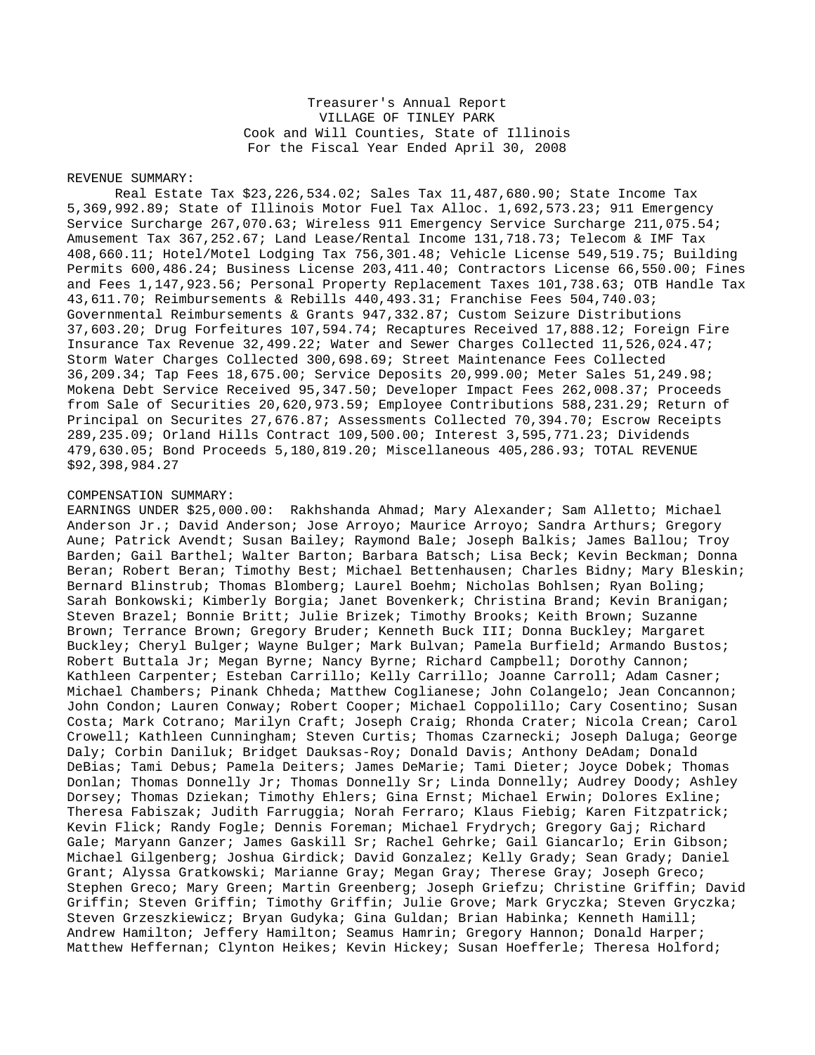Treasurer's Annual Report
VILLAGE OF TINLEY PARK
Cook and Will Counties, State of Illinois
For the Fiscal Year Ended April 30, 2008

REVENUE SUMMARY:

Real Estate Tax $23,226,534.02; Sales Tax 11,487,680.90; State Income Tax 5,369,992.89; State of Illinois Motor Fuel Tax Alloc. 1,692,573.23; 911 Emergency Service Surcharge 267,070.63; Wireless 911 Emergency Service Surcharge 211,075.54; Amusement Tax 367,252.67; Land Lease/Rental Income 131,718.73; Telecom & IMF Tax 408,660.11; Hotel/Motel Lodging Tax 756,301.48; Vehicle License 549,519.75; Building Permits 600,486.24; Business License 203,411.40; Contractors License 66,550.00; Fines and Fees 1,147,923.56; Personal Property Replacement Taxes 101,738.63; OTB Handle Tax 43,611.70; Reimbursements & Rebills 440,493.31; Franchise Fees 504,740.03; Governmental Reimbursements & Grants 947,332.87; Custom Seizure Distributions 37,603.20; Drug Forfeitures 107,594.74; Recaptures Received 17,888.12; Foreign Fire Insurance Tax Revenue 32,499.22; Water and Sewer Charges Collected 11,526,024.47; Storm Water Charges Collected 300,698.69; Street Maintenance Fees Collected 36,209.34; Tap Fees 18,675.00; Service Deposits 20,999.00; Meter Sales 51,249.98; Mokena Debt Service Received 95,347.50; Developer Impact Fees 262,008.37; Proceeds from Sale of Securites 20,620,973.59; Employee Contributions 588,231.29; Return of Principal on Securites 27,676.87; Assessments Collected 70,394.70; Escrow Receipts 289,235.09; Orland Hills Contract 109,500.00; Interest 3,595,771.23; Dividends 479,630.05; Bond Proceeds 5,180,819.20; Miscellaneous 405,286.93; TOTAL REVENUE $92,398,984.27

COMPENSATION SUMMARY:

EARNINGS UNDER $25,000.00: Rakhshanda Ahmad; Mary Alexander; Sam Alletto; Michael Anderson Jr.; David Anderson; Jose Arroyo; Maurice Arroyo; Sandra Arthurs; Gregory Aune; Patrick Avendt; Susan Bailey; Raymond Bale; Joseph Balkis; James Ballou; Troy Barden; Gail Barthel; Walter Barton; Barbara Batsch; Lisa Beck; Kevin Beckman; Donna Beran; Robert Beran; Timothy Best; Michael Bettenhausen; Charles Bidny; Mary Bleskin; Bernard Blinstrub; Thomas Blomberg; Laurel Boehm; Nicholas Bohlsen; Ryan Boling; Sarah Bonkowski; Kimberly Borgia; Janet Bovenkerk; Christina Brand; Kevin Branigan; Steven Brazel; Bonnie Britt; Julie Brizek; Timothy Brooks; Keith Brown; Suzanne Brown; Terrance Brown; Gregory Bruder; Kenneth Buck III; Donna Buckley; Margaret Buckley; Cheryl Bulger; Wayne Bulger; Mark Bulvan; Pamela Burfield; Armando Bustos; Robert Buttala Jr; Megan Byrne; Nancy Byrne; Richard Campbell; Dorothy Cannon; Kathleen Carpenter; Esteban Carrillo; Kelly Carrillo; Joanne Carroll; Adam Casner; Michael Chambers; Pinank Chheda; Matthew Coglianese; John Colangelo; Jean Concannon; John Condon; Lauren Conway; Robert Cooper; Michael Coppolillo; Cary Cosentino; Susan Costa; Mark Cotrano; Marilyn Craft; Joseph Craig; Rhonda Crater; Nicola Crean; Carol Crowell; Kathleen Cunningham; Steven Curtis; Thomas Czarnecki; Joseph Daluga; George Daly; Corbin Daniluk; Bridget Dauksas-Roy; Donald Davis; Anthony DeAdam; Donald DeBias; Tami Debus; Pamela Deiters; James DeMarie; Tami Dieter; Joyce Dobek; Thomas Donlan; Thomas Donnelly Jr; Thomas Donnelly Sr; Linda Donnelly; Audrey Doody; Ashley Dorsey; Thomas Dziekan; Timothy Ehlers; Gina Ernst; Michael Erwin; Dolores Exline; Theresa Fabiszak; Judith Farruggia; Norah Ferraro; Klaus Fiebig; Karen Fitzpatrick; Kevin Flick; Randy Fogle; Dennis Foreman; Michael Frydrych; Gregory Gaj; Richard Gale; Maryann Ganzer; James Gaskill Sr; Rachel Gehrke; Gail Giancarlo; Erin Gibson; Michael Gilgenberg; Joshua Girdick; David Gonzalez; Kelly Grady; Sean Grady; Daniel Grant; Alyssa Gratkowski; Marianne Gray; Megan Gray; Therese Gray; Joseph Greco; Stephen Greco; Mary Green; Martin Greenberg; Joseph Griefzu; Christine Griffin; David Griffin; Steven Griffin; Timothy Griffin; Julie Grove; Mark Gryczka; Steven Gryczka; Steven Grzeszkiewicz; Bryan Gudyka; Gina Guldan; Brian Habinka; Kenneth Hamill; Andrew Hamilton; Jeffery Hamilton; Seamus Hamrin; Gregory Hannon; Donald Harper; Matthew Heffernan; Clynton Heikes; Kevin Hickey; Susan Hoefferle; Theresa Holford;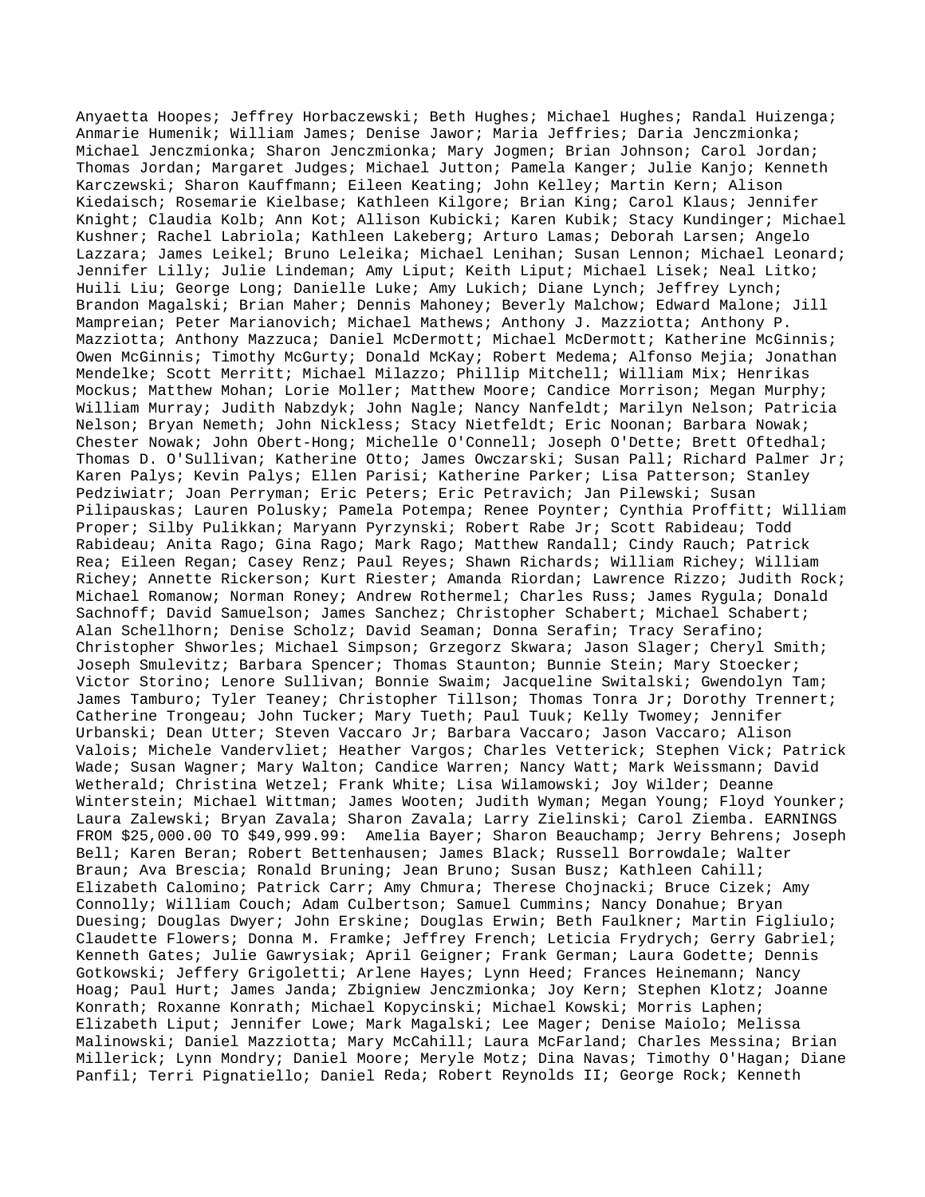Anyaetta Hoopes; Jeffrey Horbaczewski; Beth Hughes; Michael Hughes; Randal Huizenga; Anmarie Humenik; William James; Denise Jawor; Maria Jeffries; Daria Jenczmionka; Michael Jenczmionka; Sharon Jenczmionka; Mary Jogmen; Brian Johnson; Carol Jordan; Thomas Jordan; Margaret Judges; Michael Jutton; Pamela Kanger; Julie Kanjo; Kenneth Karczewski; Sharon Kauffmann; Eileen Keating; John Kelley; Martin Kern; Alison Kiedaisch; Rosemarie Kielbase; Kathleen Kilgore; Brian King; Carol Klaus; Jennifer Knight; Claudia Kolb; Ann Kot; Allison Kubicki; Karen Kubik; Stacy Kundinger; Michael Kushner; Rachel Labriola; Kathleen Lakeberg; Arturo Lamas; Deborah Larsen; Angelo Lazzara; James Leikel; Bruno Leleika; Michael Lenihan; Susan Lennon; Michael Leonard; Jennifer Lilly; Julie Lindeman; Amy Liput; Keith Liput; Michael Lisek; Neal Litko; Huili Liu; George Long; Danielle Luke; Amy Lukich; Diane Lynch; Jeffrey Lynch; Brandon Magalski; Brian Maher; Dennis Mahoney; Beverly Malchow; Edward Malone; Jill Mampreian; Peter Marianovich; Michael Mathews; Anthony J. Mazziotta; Anthony P. Mazziotta; Anthony Mazzuca; Daniel McDermott; Michael McDermott; Katherine McGinnis; Owen McGinnis; Timothy McGurty; Donald McKay; Robert Medema; Alfonso Mejia; Jonathan Mendelke; Scott Merritt; Michael Milazzo; Phillip Mitchell; William Mix; Henrikas Mockus; Matthew Mohan; Lorie Moller; Matthew Moore; Candice Morrison; Megan Murphy; William Murray; Judith Nabzdyk; John Nagle; Nancy Nanfeldt; Marilyn Nelson; Patricia Nelson; Bryan Nemeth; John Nickless; Stacy Nietfeldt; Eric Noonan; Barbara Nowak; Chester Nowak; John Obert-Hong; Michelle O'Connell; Joseph O'Dette; Brett Oftedhal; Thomas D. O'Sullivan; Katherine Otto; James Owczarski; Susan Pall; Richard Palmer Jr; Karen Palys; Kevin Palys; Ellen Parisi; Katherine Parker; Lisa Patterson; Stanley Pedziwiatr; Joan Perryman; Eric Peters; Eric Petravich; Jan Pilewski; Susan Pilipauskas; Lauren Polusky; Pamela Potempa; Renee Poynter; Cynthia Proffitt; William Proper; Silby Pulikkan; Maryann Pyrzynski; Robert Rabe Jr; Scott Rabideau; Todd Rabideau; Anita Rago; Gina Rago; Mark Rago; Matthew Randall; Cindy Rauch; Patrick Rea; Eileen Regan; Casey Renz; Paul Reyes; Shawn Richards; William Richey; William Richey; Annette Rickerson; Kurt Riester; Amanda Riordan; Lawrence Rizzo; Judith Rock; Michael Romanow; Norman Roney; Andrew Rothermel; Charles Russ; James Rygula; Donald Sachnoff; David Samuelson; James Sanchez; Christopher Schabert; Michael Schabert; Alan Schellhorn; Denise Scholz; David Seaman; Donna Serafin; Tracy Serafino; Christopher Shworles; Michael Simpson; Grzegorz Skwara; Jason Slager; Cheryl Smith; Joseph Smulevitz; Barbara Spencer; Thomas Staunton; Bunnie Stein; Mary Stoecker; Victor Storino; Lenore Sullivan; Bonnie Swaim; Jacqueline Switalski; Gwendolyn Tam; James Tamburo; Tyler Teaney; Christopher Tillson; Thomas Tonra Jr; Dorothy Trennert; Catherine Trongeau; John Tucker; Mary Tueth; Paul Tuuk; Kelly Twomey; Jennifer Urbanski; Dean Utter; Steven Vaccaro Jr; Barbara Vaccaro; Jason Vaccaro; Alison Valois; Michele Vandervliet; Heather Vargos; Charles Vetterick; Stephen Vick; Patrick Wade; Susan Wagner; Mary Walton; Candice Warren; Nancy Watt; Mark Weissmann; David Wetherald; Christina Wetzel; Frank White; Lisa Wilamowski; Joy Wilder; Deanne Winterstein; Michael Wittman; James Wooten; Judith Wyman; Megan Young; Floyd Younker; Laura Zalewski; Bryan Zavala; Sharon Zavala; Larry Zielinski; Carol Ziemba. EARNINGS FROM $25,000.00 TO $49,999.99: Amelia Bayer; Sharon Beauchamp; Jerry Behrens; Joseph Bell; Karen Beran; Robert Bettenhausen; James Black; Russell Borrowdale; Walter Braun; Ava Brescia; Ronald Bruning; Jean Bruno; Susan Busz; Kathleen Cahill; Elizabeth Calomino; Patrick Carr; Amy Chmura; Therese Chojnacki; Bruce Cizek; Amy Connolly; William Couch; Adam Culbertson; Samuel Cummins; Nancy Donahue; Bryan Duesing; Douglas Dwyer; John Erskine; Douglas Erwin; Beth Faulkner; Martin Figliulo; Claudette Flowers; Donna M. Framke; Jeffrey French; Leticia Frydrych; Gerry Gabriel; Kenneth Gates; Julie Gawrysiak; April Geigner; Frank German; Laura Godette; Dennis Gotkowski; Jeffery Grigoletti; Arlene Hayes; Lynn Heed; Frances Heinemann; Nancy Hoag; Paul Hurt; James Janda; Zbigniew Jenczmionka; Joy Kern; Stephen Klotz; Joanne Konrath; Roxanne Konrath; Michael Kopycinski; Michael Kowski; Morris Laphen; Elizabeth Liput; Jennifer Lowe; Mark Magalski; Lee Mager; Denise Maiolo; Melissa Malinowski; Daniel Mazziotta; Mary McCahill; Laura McFarland; Charles Messina; Brian Millerick; Lynn Mondry; Daniel Moore; Meryle Motz; Dina Navas; Timothy O'Hagan; Diane Panfil; Terri Pignatiello; Daniel Reda; Robert Reynolds II; George Rock; Kenneth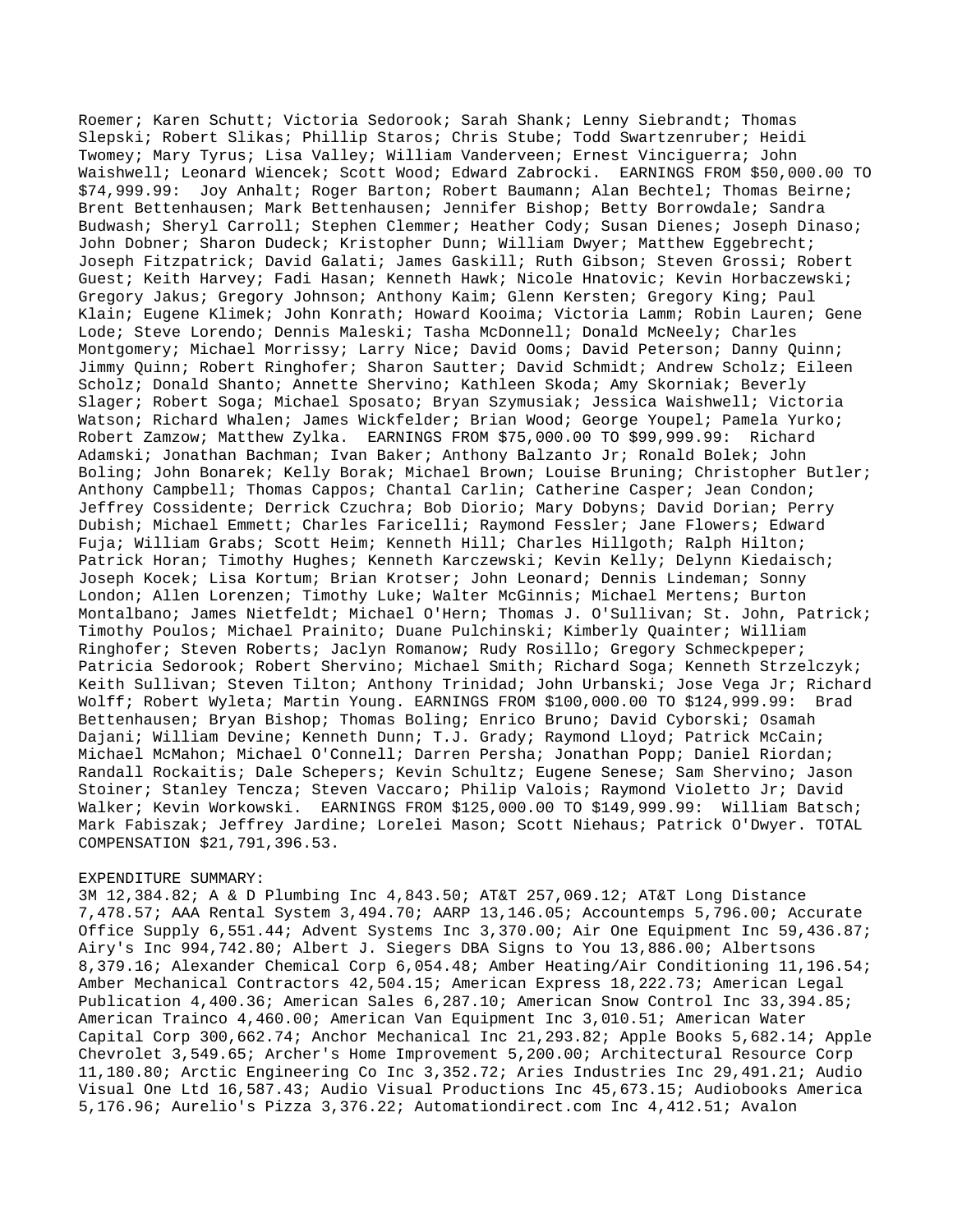Roemer; Karen Schutt; Victoria Sedorook; Sarah Shank; Lenny Siebrandt; Thomas Slepski; Robert Slikas; Phillip Staros; Chris Stube; Todd Swartzenruber; Heidi Twomey; Mary Tyrus; Lisa Valley; William Vanderveen; Ernest Vinciguerra; John Waishwell; Leonard Wiencek; Scott Wood; Edward Zabrocki. EARNINGS FROM $50,000.00 TO $74,999.99: Joy Anhalt; Roger Barton; Robert Baumann; Alan Bechtel; Thomas Beirne; Brent Bettenhausen; Mark Bettenhausen; Jennifer Bishop; Betty Borrowdale; Sandra Budwash; Sheryl Carroll; Stephen Clemmer; Heather Cody; Susan Dienes; Joseph Dinaso; John Dobner; Sharon Dudeck; Kristopher Dunn; William Dwyer; Matthew Eggebrecht; Joseph Fitzpatrick; David Galati; James Gaskill; Ruth Gibson; Steven Grossi; Robert Guest; Keith Harvey; Fadi Hasan; Kenneth Hawk; Nicole Hnatovic; Kevin Horbaczewski; Gregory Jakus; Gregory Johnson; Anthony Kaim; Glenn Kersten; Gregory King; Paul Klain; Eugene Klimek; John Konrath; Howard Kooima; Victoria Lamm; Robin Lauren; Gene Lode; Steve Lorendo; Dennis Maleski; Tasha McDonnell; Donald McNeely; Charles Montgomery; Michael Morrissy; Larry Nice; David Ooms; David Peterson; Danny Quinn; Jimmy Quinn; Robert Ringhofer; Sharon Sautter; David Schmidt; Andrew Scholz; Eileen Scholz; Donald Shanto; Annette Shervino; Kathleen Skoda; Amy Skorniak; Beverly Slager; Robert Soga; Michael Sposato; Bryan Szymusiak; Jessica Waishwell; Victoria Watson; Richard Whalen; James Wickfelder; Brian Wood; George Youpel; Pamela Yurko; Robert Zamzow; Matthew Zylka. EARNINGS FROM $75,000.00 TO $99,999.99: Richard Adamski; Jonathan Bachman; Ivan Baker; Anthony Balzanto Jr; Ronald Bolek; John Boling; John Bonarek; Kelly Borak; Michael Brown; Louise Bruning; Christopher Butler; Anthony Campbell; Thomas Cappos; Chantal Carlin; Catherine Casper; Jean Condon; Jeffrey Cossidente; Derrick Czuchra; Bob Diorio; Mary Dobyns; David Dorian; Perry Dubish; Michael Emmett; Charles Faricelli; Raymond Fessler; Jane Flowers; Edward Fuja; William Grabs; Scott Heim; Kenneth Hill; Charles Hillgoth; Ralph Hilton; Patrick Horan; Timothy Hughes; Kenneth Karczewski; Kevin Kelly; Delynn Kiedaisch; Joseph Kocek; Lisa Kortum; Brian Krotser; John Leonard; Dennis Lindeman; Sonny London; Allen Lorenzen; Timothy Luke; Walter McGinnis; Michael Mertens; Burton Montalbano; James Nietfeldt; Michael O'Hern; Thomas J. O'Sullivan; St. John, Patrick; Timothy Poulos; Michael Prainito; Duane Pulchinski; Kimberly Quainter; William Ringhofer; Steven Roberts; Jaclyn Romanow; Rudy Rosillo; Gregory Schmeckpeper; Patricia Sedorook; Robert Shervino; Michael Smith; Richard Soga; Kenneth Strzelczyk; Keith Sullivan; Steven Tilton; Anthony Trinidad; John Urbanski; Jose Vega Jr; Richard Wolff; Robert Wyleta; Martin Young. EARNINGS FROM $100,000.00 TO $124,999.99: Brad Bettenhausen; Bryan Bishop; Thomas Boling; Enrico Bruno; David Cyborski; Osamah Dajani; William Devine; Kenneth Dunn; T.J. Grady; Raymond Lloyd; Patrick McCain; Michael McMahon; Michael O'Connell; Darren Persha; Jonathan Popp; Daniel Riordan; Randall Rockaitis; Dale Schepers; Kevin Schultz; Eugene Senese; Sam Shervino; Jason Stoiner; Stanley Tencza; Steven Vaccaro; Philip Valois; Raymond Violetto Jr; David Walker; Kevin Workowski. EARNINGS FROM $125,000.00 TO $149,999.99: William Batsch; Mark Fabiszak; Jeffrey Jardine; Lorelei Mason; Scott Niehaus; Patrick O'Dwyer. TOTAL COMPENSATION $21,791,396.53.

EXPENDITURE SUMMARY:
3M 12,384.82; A & D Plumbing Inc 4,843.50; AT&T 257,069.12; AT&T Long Distance 7,478.57; AAA Rental System 3,494.70; AARP 13,146.05; Accountemps 5,796.00; Accurate Office Supply 6,551.44; Advent Systems Inc 3,370.00; Air One Equipment Inc 59,436.87; Airy's Inc 994,742.80; Albert J. Siegers DBA Signs to You 13,886.00; Albertsons 8,379.16; Alexander Chemical Corp 6,054.48; Amber Heating/Air Conditioning 11,196.54; Amber Mechanical Contractors 42,504.15; American Express 18,222.73; American Legal Publication 4,400.36; American Sales 6,287.10; American Snow Control Inc 33,394.85; American Trainco 4,460.00; American Van Equipment Inc 3,010.51; American Water Capital Corp 300,662.74; Anchor Mechanical Inc 21,293.82; Apple Books 5,682.14; Apple Chevrolet 3,549.65; Archer's Home Improvement 5,200.00; Architectural Resource Corp 11,180.80; Arctic Engineering Co Inc 3,352.72; Aries Industries Inc 29,491.21; Audio Visual One Ltd 16,587.43; Audio Visual Productions Inc 45,673.15; Audiobooks America 5,176.96; Aurelio's Pizza 3,376.22; Automationdirect.com Inc 4,412.51; Avalon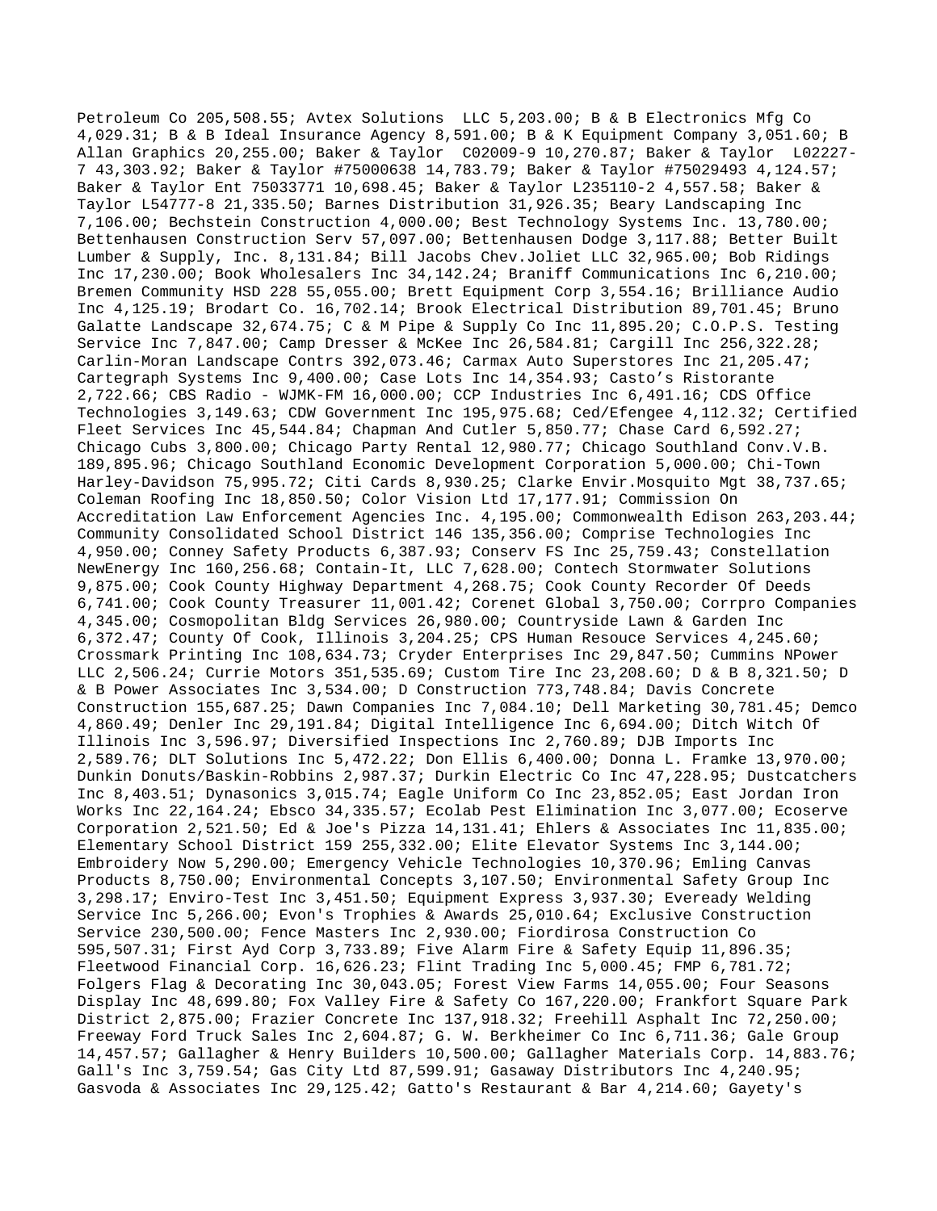Petroleum Co 205,508.55; Avtex Solutions  LLC 5,203.00; B & B Electronics Mfg Co 4,029.31; B & B Ideal Insurance Agency 8,591.00; B & K Equipment Company 3,051.60; B Allan Graphics 20,255.00; Baker & Taylor  C02009-9 10,270.87; Baker & Taylor  L02227-7 43,303.92; Baker & Taylor #75000638 14,783.79; Baker & Taylor #75029493 4,124.57; Baker & Taylor Ent 75033771 10,698.45; Baker & Taylor L235110-2 4,557.58; Baker & Taylor L54777-8 21,335.50; Barnes Distribution 31,926.35; Beary Landscaping Inc 7,106.00; Bechstein Construction 4,000.00; Best Technology Systems Inc. 13,780.00; Bettenhausen Construction Serv 57,097.00; Bettenhausen Dodge 3,117.88; Better Built Lumber & Supply, Inc. 8,131.84; Bill Jacobs Chev.Joliet LLC 32,965.00; Bob Ridings Inc 17,230.00; Book Wholesalers Inc 34,142.24; Braniff Communications Inc 6,210.00; Bremen Community HSD 228 55,055.00; Brett Equipment Corp 3,554.16; Brilliance Audio Inc 4,125.19; Brodart Co. 16,702.14; Brook Electrical Distribution 89,701.45; Bruno Galatte Landscape 32,674.75; C & M Pipe & Supply Co Inc 11,895.20; C.O.P.S. Testing Service Inc 7,847.00; Camp Dresser & McKee Inc 26,584.81; Cargill Inc 256,322.28; Carlin-Moran Landscape Contrs 392,073.46; Carmax Auto Superstores Inc 21,205.47; Cartegraph Systems Inc 9,400.00; Case Lots Inc 14,354.93; Casto's Ristorante 2,722.66; CBS Radio - WJMK-FM 16,000.00; CCP Industries Inc 6,491.16; CDS Office Technologies 3,149.63; CDW Government Inc 195,975.68; Ced/Efengee 4,112.32; Certified Fleet Services Inc 45,544.84; Chapman And Cutler 5,850.77; Chase Card 6,592.27; Chicago Cubs 3,800.00; Chicago Party Rental 12,980.77; Chicago Southland Conv.V.B. 189,895.96; Chicago Southland Economic Development Corporation 5,000.00; Chi-Town Harley-Davidson 75,995.72; Citi Cards 8,930.25; Clarke Envir.Mosquito Mgt 38,737.65; Coleman Roofing Inc 18,850.50; Color Vision Ltd 17,177.91; Commission On Accreditation Law Enforcement Agencies Inc. 4,195.00; Commonwealth Edison 263,203.44; Community Consolidated School District 146 135,356.00; Comprise Technologies Inc 4,950.00; Conney Safety Products 6,387.93; Conserv FS Inc 25,759.43; Constellation NewEnergy Inc 160,256.68; Contain-It, LLC 7,628.00; Contech Stormwater Solutions 9,875.00; Cook County Highway Department 4,268.75; Cook County Recorder Of Deeds 6,741.00; Cook County Treasurer 11,001.42; Corenet Global 3,750.00; Corrpro Companies 4,345.00; Cosmopolitan Bldg Services 26,980.00; Countryside Lawn & Garden Inc 6,372.47; County Of Cook, Illinois 3,204.25; CPS Human Resouce Services 4,245.60; Crossmark Printing Inc 108,634.73; Cryder Enterprises Inc 29,847.50; Cummins NPower LLC 2,506.24; Currie Motors 351,535.69; Custom Tire Inc 23,208.60; D & B 8,321.50; D & B Power Associates Inc 3,534.00; D Construction 773,748.84; Davis Concrete Construction 155,687.25; Dawn Companies Inc 7,084.10; Dell Marketing 30,781.45; Demco 4,860.49; Denler Inc 29,191.84; Digital Intelligence Inc 6,694.00; Ditch Witch Of Illinois Inc 3,596.97; Diversified Inspections Inc 2,760.89; DJB Imports Inc 2,589.76; DLT Solutions Inc 5,472.22; Don Ellis 6,400.00; Donna L. Framke 13,970.00; Dunkin Donuts/Baskin-Robbins 2,987.37; Durkin Electric Co Inc 47,228.95; Dustcatchers Inc 8,403.51; Dynasonics 3,015.74; Eagle Uniform Co Inc 23,852.05; East Jordan Iron Works Inc 22,164.24; Ebsco 34,335.57; Ecolab Pest Elimination Inc 3,077.00; Ecoserve Corporation 2,521.50; Ed & Joe's Pizza 14,131.41; Ehlers & Associates Inc 11,835.00; Elementary School District 159 255,332.00; Elite Elevator Systems Inc 3,144.00; Embroidery Now 5,290.00; Emergency Vehicle Technologies 10,370.96; Emling Canvas Products 8,750.00; Environmental Concepts 3,107.50; Environmental Safety Group Inc 3,298.17; Enviro-Test Inc 3,451.50; Equipment Express 3,937.30; Eveready Welding Service Inc 5,266.00; Evon's Trophies & Awards 25,010.64; Exclusive Construction Service 230,500.00; Fence Masters Inc 2,930.00; Fiordirosa Construction Co 595,507.31; First Ayd Corp 3,733.89; Five Alarm Fire & Safety Equip 11,896.35; Fleetwood Financial Corp. 16,626.23; Flint Trading Inc 5,000.45; FMP 6,781.72; Folgers Flag & Decorating Inc 30,043.05; Forest View Farms 14,055.00; Four Seasons Display Inc 48,699.80; Fox Valley Fire & Safety Co 167,220.00; Frankfort Square Park District 2,875.00; Frazier Concrete Inc 137,918.32; Freehill Asphalt Inc 72,250.00; Freeway Ford Truck Sales Inc 2,604.87; G. W. Berkheimer Co Inc 6,711.36; Gale Group 14,457.57; Gallagher & Henry Builders 10,500.00; Gallagher Materials Corp. 14,883.76; Gall's Inc 3,759.54; Gas City Ltd 87,599.91; Gasaway Distributors Inc 4,240.95; Gasvoda & Associates Inc 29,125.42; Gatto's Restaurant & Bar 4,214.60; Gayety's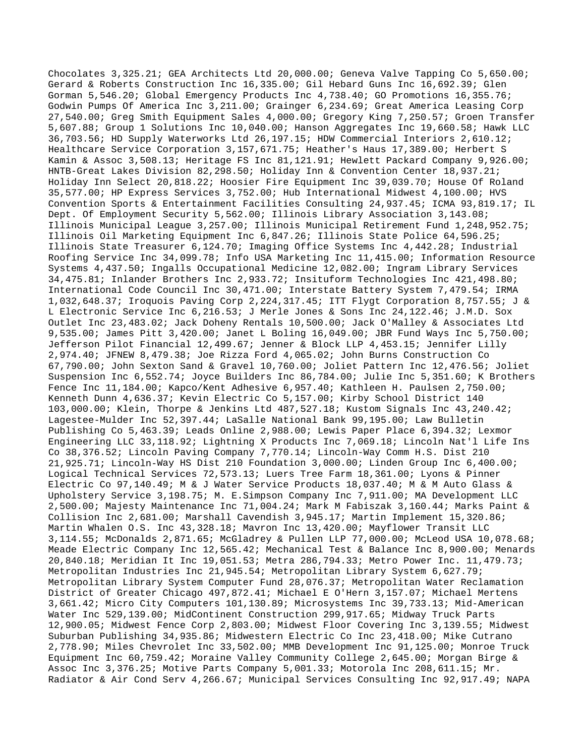Chocolates 3,325.21; GEA Architects Ltd 20,000.00; Geneva Valve Tapping Co 5,650.00; Gerard & Roberts Construction Inc 16,335.00; Gil Hebard Guns Inc 16,692.39; Glen Gorman 5,546.20; Global Emergency Products Inc 4,738.40; GO Promotions 16,355.76; Godwin Pumps Of America Inc 3,211.00; Grainger 6,234.69; Great America Leasing Corp 27,540.00; Greg Smith Equipment Sales 4,000.00; Gregory King 7,250.57; Groen Transfer 5,607.88; Group 1 Solutions Inc 10,040.00; Hanson Aggregates Inc 19,660.58; Hawk LLC 36,703.56; HD Supply Waterworks Ltd 26,197.15; HDW Commercial Interiors 2,610.12; Healthcare Service Corporation 3,157,671.75; Heather's Haus 17,389.00; Herbert S Kamin & Assoc 3,508.13; Heritage FS Inc 81,121.91; Hewlett Packard Company 9,926.00; HNTB-Great Lakes Division 82,298.50; Holiday Inn & Convention Center 18,937.21; Holiday Inn Select 20,818.22; Hoosier Fire Equipment Inc 39,039.70; House Of Roland 35,577.00; HP Express Services 3,752.00; Hub International Midwest 4,100.00; HVS Convention Sports & Entertainment Facilities Consulting 24,937.45; ICMA 93,819.17; IL Dept. Of Employment Security 5,562.00; Illinois Library Association 3,143.08; Illinois Municipal League 3,257.00; Illinois Municipal Retirement Fund 1,248,952.75; Illinois Oil Marketing Equipment Inc 6,847.26; Illinois State Police 64,596.25; Illinois State Treasurer 6,124.70; Imaging Office Systems Inc 4,442.28; Industrial Roofing Service Inc 34,099.78; Info USA Marketing Inc 11,415.00; Information Resource Systems 4,437.50; Ingalls Occupational Medicine 12,082.00; Ingram Library Services 34,475.81; Inlander Brothers Inc 2,933.72; Insituform Technologies Inc 421,498.80; International Code Council Inc 30,471.00; Interstate Battery System 7,479.54; IRMA 1,032,648.37; Iroquois Paving Corp 2,224,317.45; ITT Flygt Corporation 8,757.55; J & L Electronic Service Inc 6,216.53; J Merle Jones & Sons Inc 24,122.46; J.M.D. Sox Outlet Inc 23,483.02; Jack Doheny Rentals 10,500.00; Jack O'Malley & Associates Ltd 9,535.00; James Pitt 3,420.00; Janet L Boling 16,049.00; JBR Fund Ways Inc 5,750.00; Jefferson Pilot Financial 12,499.67; Jenner & Block LLP 4,453.15; Jennifer Lilly 2,974.40; JFNEW 8,479.38; Joe Rizza Ford 4,065.02; John Burns Construction Co 67,790.00; John Sexton Sand & Gravel 10,760.00; Joliet Pattern Inc 12,476.56; Joliet Suspension Inc 6,552.74; Joyce Builders Inc 86,784.00; Julie Inc 5,351.60; K Brothers Fence Inc 11,184.00; Kapco/Kent Adhesive 6,957.40; Kathleen H. Paulsen 2,750.00; Kenneth Dunn 4,636.37; Kevin Electric Co 5,157.00; Kirby School District 140 103,000.00; Klein, Thorpe & Jenkins Ltd 487,527.18; Kustom Signals Inc 43,240.42; Lagestee-Mulder Inc 52,397.44; LaSalle National Bank 99,195.00; Law Bulletin Publishing Co 5,463.39; Leads Online 2,988.00; Lewis Paper Place 6,394.32; Lexmor Engineering LLC 33,118.92; Lightning X Products Inc 7,069.18; Lincoln Nat'l Life Ins Co 38,376.52; Lincoln Paving Company 7,770.14; Lincoln-Way Comm H.S. Dist 210 21,925.71; Lincoln-Way HS Dist 210 Foundation 3,000.00; Linden Group Inc 6,400.00; Logical Technical Services 72,573.13; Luers Tree Farm 18,361.00; Lyons & Pinner Electric Co 97,140.49; M & J Water Service Products 18,037.40; M & M Auto Glass & Upholstery Service 3,198.75; M. E.Simpson Company Inc 7,911.00; MA Development LLC 2,500.00; Majesty Maintenance Inc 71,004.24; Mark M Fabiszak 3,160.44; Marks Paint & Collision Inc 2,681.00; Marshall Cavendish 3,945.17; Martin Implement 15,320.86; Martin Whalen O.S. Inc 43,328.18; Mavron Inc 13,420.00; Mayflower Transit LLC 3,114.55; McDonalds 2,871.65; McGladrey & Pullen LLP 77,000.00; McLeod USA 10,078.68; Meade Electric Company Inc 12,565.42; Mechanical Test & Balance Inc 8,900.00; Menards 20,840.18; Meridian It Inc 19,051.53; Metra 286,794.33; Metro Power Inc. 11,479.73; Metropolitan Industries Inc 21,945.54; Metropolitan Library System 6,627.79; Metropolitan Library System Computer Fund 28,076.37; Metropolitan Water Reclamation District of Greater Chicago 497,872.41; Michael E O'Hern 3,157.07; Michael Mertens 3,661.42; Micro City Computers 101,130.89; Microsystems Inc 39,733.13; Mid-American Water Inc 529,139.00; MidContinent Construction 299,917.65; Midway Truck Parts 12,900.05; Midwest Fence Corp 2,803.00; Midwest Floor Covering Inc 3,139.55; Midwest Suburban Publishing 34,935.86; Midwestern Electric Co Inc 23,418.00; Mike Cutrano 2,778.90; Miles Chevrolet Inc 33,502.00; MMB Development Inc 91,125.00; Monroe Truck Equipment Inc 60,759.42; Moraine Valley Community College 2,645.00; Morgan Birge & Assoc Inc 3,376.25; Motive Parts Company 5,001.33; Motorola Inc 208,611.15; Mr. Radiator & Air Cond Serv 4,266.67; Municipal Services Consulting Inc 92,917.49; NAPA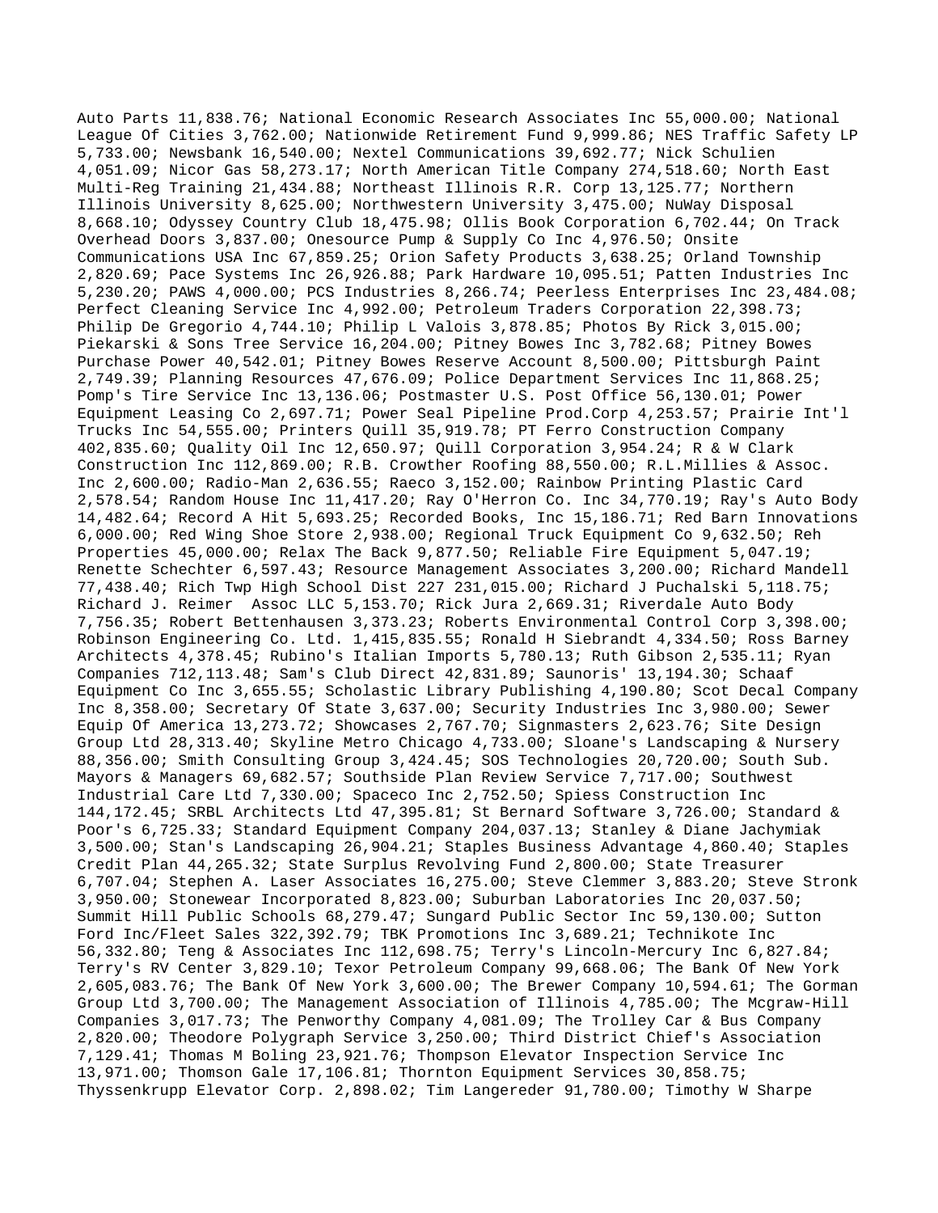Auto Parts 11,838.76; National Economic Research Associates Inc 55,000.00; National League Of Cities 3,762.00; Nationwide Retirement Fund 9,999.86; NES Traffic Safety LP 5,733.00; Newsbank 16,540.00; Nextel Communications 39,692.77; Nick Schulien 4,051.09; Nicor Gas 58,273.17; North American Title Company 274,518.60; North East Multi-Reg Training 21,434.88; Northeast Illinois R.R. Corp 13,125.77; Northern Illinois University 8,625.00; Northwestern University 3,475.00; NuWay Disposal 8,668.10; Odyssey Country Club 18,475.98; Ollis Book Corporation 6,702.44; On Track Overhead Doors 3,837.00; Onesource Pump & Supply Co Inc 4,976.50; Onsite Communications USA Inc 67,859.25; Orion Safety Products 3,638.25; Orland Township 2,820.69; Pace Systems Inc 26,926.88; Park Hardware 10,095.51; Patten Industries Inc 5,230.20; PAWS 4,000.00; PCS Industries 8,266.74; Peerless Enterprises Inc 23,484.08; Perfect Cleaning Service Inc 4,992.00; Petroleum Traders Corporation 22,398.73; Philip De Gregorio 4,744.10; Philip L Valois 3,878.85; Photos By Rick 3,015.00; Piekarski & Sons Tree Service 16,204.00; Pitney Bowes Inc 3,782.68; Pitney Bowes Purchase Power 40,542.01; Pitney Bowes Reserve Account 8,500.00; Pittsburgh Paint 2,749.39; Planning Resources 47,676.09; Police Department Services Inc 11,868.25; Pomp's Tire Service Inc 13,136.06; Postmaster U.S. Post Office 56,130.01; Power Equipment Leasing Co 2,697.71; Power Seal Pipeline Prod.Corp 4,253.57; Prairie Int'l Trucks Inc 54,555.00; Printers Quill 35,919.78; PT Ferro Construction Company 402,835.60; Quality Oil Inc 12,650.97; Quill Corporation 3,954.24; R & W Clark Construction Inc 112,869.00; R.B. Crowther Roofing 88,550.00; R.L.Millies & Assoc. Inc 2,600.00; Radio-Man 2,636.55; Raeco 3,152.00; Rainbow Printing Plastic Card 2,578.54; Random House Inc 11,417.20; Ray O'Herron Co. Inc 34,770.19; Ray's Auto Body 14,482.64; Record A Hit 5,693.25; Recorded Books, Inc 15,186.71; Red Barn Innovations 6,000.00; Red Wing Shoe Store 2,938.00; Regional Truck Equipment Co 9,632.50; Reh Properties 45,000.00; Relax The Back 9,877.50; Reliable Fire Equipment 5,047.19; Renette Schechter 6,597.43; Resource Management Associates 3,200.00; Richard Mandell 77,438.40; Rich Twp High School Dist 227 231,015.00; Richard J Puchalski 5,118.75; Richard J. Reimer Assoc LLC 5,153.70; Rick Jura 2,669.31; Riverdale Auto Body 7,756.35; Robert Bettenhausen 3,373.23; Roberts Environmental Control Corp 3,398.00; Robinson Engineering Co. Ltd. 1,415,835.55; Ronald H Siebrandt 4,334.50; Ross Barney Architects 4,378.45; Rubino's Italian Imports 5,780.13; Ruth Gibson 2,535.11; Ryan Companies 712,113.48; Sam's Club Direct 42,831.89; Saunoris' 13,194.30; Schaaf Equipment Co Inc 3,655.55; Scholastic Library Publishing 4,190.80; Scot Decal Company Inc 8,358.00; Secretary Of State 3,637.00; Security Industries Inc 3,980.00; Sewer Equip Of America 13,273.72; Showcases 2,767.70; Signmasters 2,623.76; Site Design Group Ltd 28,313.40; Skyline Metro Chicago 4,733.00; Sloane's Landscaping & Nursery 88,356.00; Smith Consulting Group 3,424.45; SOS Technologies 20,720.00; South Sub. Mayors & Managers 69,682.57; Southside Plan Review Service 7,717.00; Southwest Industrial Care Ltd 7,330.00; Spaceco Inc 2,752.50; Spiess Construction Inc 144,172.45; SRBL Architects Ltd 47,395.81; St Bernard Software 3,726.00; Standard & Poor's 6,725.33; Standard Equipment Company 204,037.13; Stanley & Diane Jachymiak 3,500.00; Stan's Landscaping 26,904.21; Staples Business Advantage 4,860.40; Staples Credit Plan 44,265.32; State Surplus Revolving Fund 2,800.00; State Treasurer 6,707.04; Stephen A. Laser Associates 16,275.00; Steve Clemmer 3,883.20; Steve Stronk 3,950.00; Stonewear Incorporated 8,823.00; Suburban Laboratories Inc 20,037.50; Summit Hill Public Schools 68,279.47; Sungard Public Sector Inc 59,130.00; Sutton Ford Inc/Fleet Sales 322,392.79; TBK Promotions Inc 3,689.21; Technikote Inc 56,332.80; Teng & Associates Inc 112,698.75; Terry's Lincoln-Mercury Inc 6,827.84; Terry's RV Center 3,829.10; Texor Petroleum Company 99,668.06; The Bank Of New York 2,605,083.76; The Bank Of New York 3,600.00; The Brewer Company 10,594.61; The Gorman Group Ltd 3,700.00; The Management Association of Illinois 4,785.00; The Mcgraw-Hill Companies 3,017.73; The Penworthy Company 4,081.09; The Trolley Car & Bus Company 2,820.00; Theodore Polygraph Service 3,250.00; Third District Chief's Association 7,129.41; Thomas M Boling 23,921.76; Thompson Elevator Inspection Service Inc 13,971.00; Thomson Gale 17,106.81; Thornton Equipment Services 30,858.75; Thyssenkrupp Elevator Corp. 2,898.02; Tim Langereder 91,780.00; Timothy W Sharpe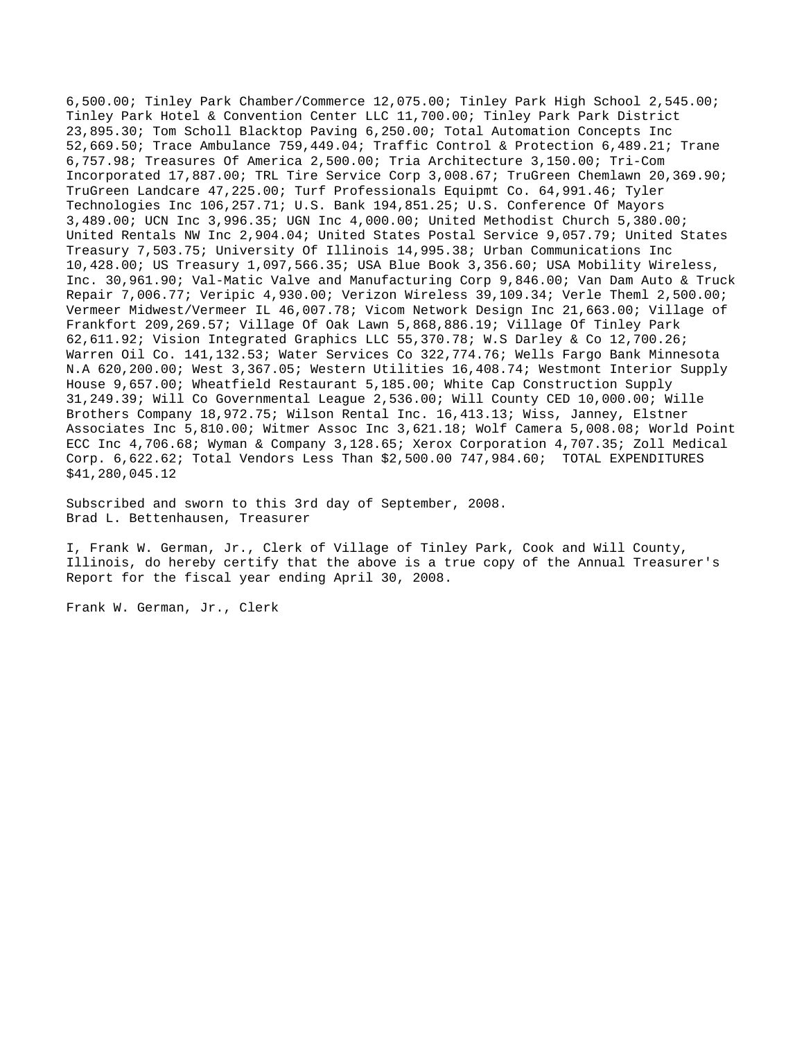6,500.00; Tinley Park Chamber/Commerce 12,075.00; Tinley Park High School 2,545.00; Tinley Park Hotel & Convention Center LLC 11,700.00; Tinley Park Park District 23,895.30; Tom Scholl Blacktop Paving 6,250.00; Total Automation Concepts Inc 52,669.50; Trace Ambulance 759,449.04; Traffic Control & Protection 6,489.21; Trane 6,757.98; Treasures Of America 2,500.00; Tria Architecture 3,150.00; Tri-Com Incorporated 17,887.00; TRL Tire Service Corp 3,008.67; TruGreen Chemlawn 20,369.90; TruGreen Landcare 47,225.00; Turf Professionals Equipmt Co. 64,991.46; Tyler Technologies Inc 106,257.71; U.S. Bank 194,851.25; U.S. Conference Of Mayors 3,489.00; UCN Inc 3,996.35; UGN Inc 4,000.00; United Methodist Church 5,380.00; United Rentals NW Inc 2,904.04; United States Postal Service 9,057.79; United States Treasury 7,503.75; University Of Illinois 14,995.38; Urban Communications Inc 10,428.00; US Treasury 1,097,566.35; USA Blue Book 3,356.60; USA Mobility Wireless, Inc. 30,961.90; Val-Matic Valve and Manufacturing Corp 9,846.00; Van Dam Auto & Truck Repair 7,006.77; Veripic 4,930.00; Verizon Wireless 39,109.34; Verle Theml 2,500.00; Vermeer Midwest/Vermeer IL 46,007.78; Vicom Network Design Inc 21,663.00; Village of Frankfort 209,269.57; Village Of Oak Lawn 5,868,886.19; Village Of Tinley Park 62,611.92; Vision Integrated Graphics LLC 55,370.78; W.S Darley & Co 12,700.26; Warren Oil Co. 141,132.53; Water Services Co 322,774.76; Wells Fargo Bank Minnesota N.A 620,200.00; West 3,367.05; Western Utilities 16,408.74; Westmont Interior Supply House 9,657.00; Wheatfield Restaurant 5,185.00; White Cap Construction Supply 31,249.39; Will Co Governmental League 2,536.00; Will County CED 10,000.00; Wille Brothers Company 18,972.75; Wilson Rental Inc. 16,413.13; Wiss, Janney, Elstner Associates Inc 5,810.00; Witmer Assoc Inc 3,621.18; Wolf Camera 5,008.08; World Point ECC Inc 4,706.68; Wyman & Company 3,128.65; Xerox Corporation 4,707.35; Zoll Medical Corp. 6,622.62; Total Vendors Less Than $2,500.00 747,984.60; TOTAL EXPENDITURES $41,280,045.12

Subscribed and sworn to this 3rd day of September, 2008.
Brad L. Bettenhausen, Treasurer

I, Frank W. German, Jr., Clerk of Village of Tinley Park, Cook and Will County, Illinois, do hereby certify that the above is a true copy of the Annual Treasurer's Report for the fiscal year ending April 30, 2008.

Frank W. German, Jr., Clerk